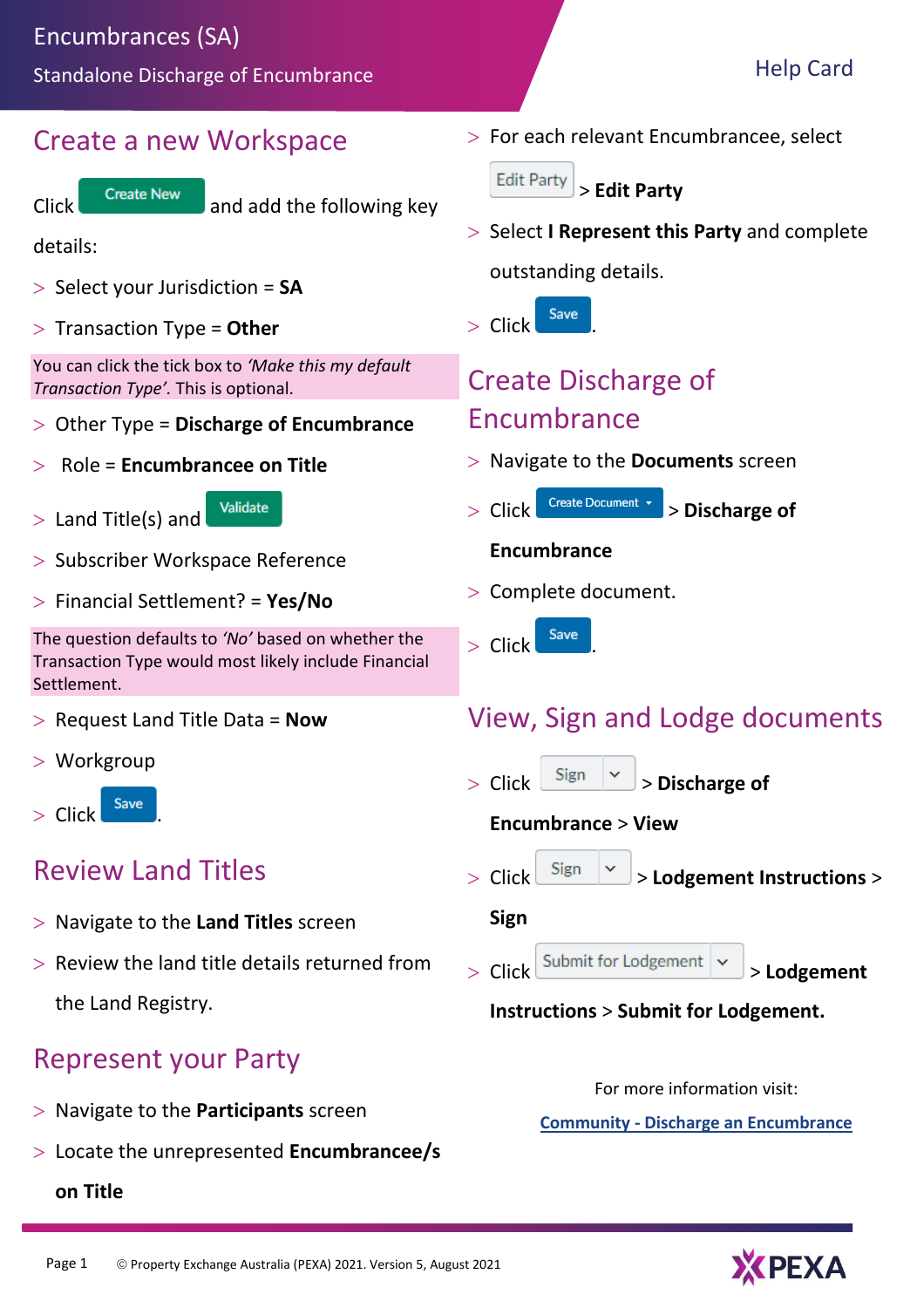# Encumbrances (SA)

Standalone Discharge of Encumbrance

Help Card

## Create a new Workspace

Click Create New and add the following key details:

- Select your Jurisdiction = **SA**
- Transaction Type = **Other**

You can click the tick box to *'Make this my default Transaction Type'*. This is optional.

- Other Type = **Discharge of Encumbrance**
- Role = **Encumbrancee on Title**
- Land Title(s) and Validate
- Subscriber Workspace Reference
- Financial Settlement? = **Yes/No**

The question defaults to *'No'* based on whether the Transaction Type would most likely include Financial Settlement.

- Request Land Title Data = **Now**
- Workgroup
- Click Save.

## Review Land Titles

- Navigate to the **Land Titles** screen
- Review the land title details returned from the Land Registry.

## Represent your Party

- Navigate to the **Participants** screen
- Locate the unrepresented **Encumbrancee/s on Title**
- For each relevant Encumbrancee, select Edit Party > **Edit Party**
- Select **I Represent this Party** and complete outstanding details.
- Click Save.

## Create Discharge of Encumbrance

- Navigate to the **Documents** screen
- Click Create Document > **Discharge of Encumbrance**
- Complete document.
- Click Save.

## View, Sign and Lodge documents

- Click Sign > **Discharge of Encumbrance** > **View**
- Click Sign > **Lodgement Instructions** > **Sign**
- Click Submit for Lodgement > **Lodgement Instructions** > **Submit for Lodgement.**

For more information visit:

[Community - Discharge an Encumbrance]

© Property Exchange Australia (PEXA) 2021. Version 5, August 2021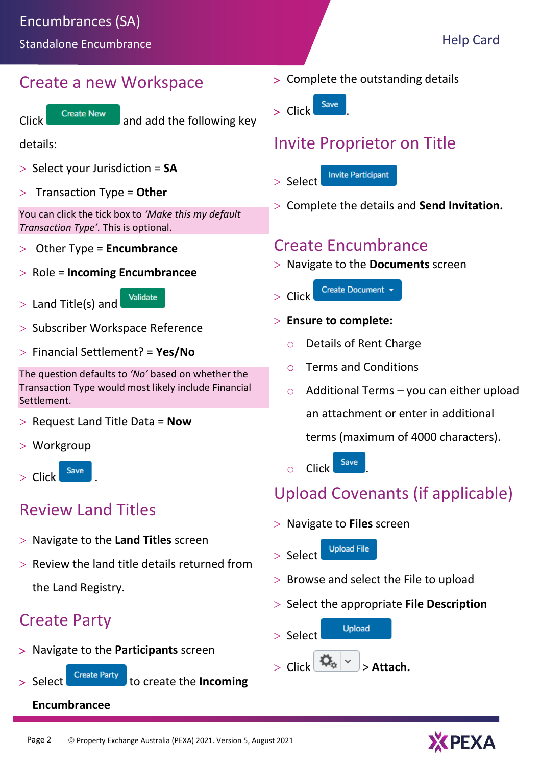# Create a new Workspace

Click **Create New** and add the following key details:

- Select your Jurisdiction = **SA**
- Transaction Type = **Other**

You can click the tick box to *'Make this my default Transaction Type'*. This is optional.

- Other Type = **Encumbrance**
- Role = **Incoming Encumbrancee**
- Land Title(s) and **Validate**
- Subscriber Workspace Reference
- Financial Settlement? = **Yes/No**

The question defaults to *'No'* based on whether the Transaction Type would most likely include Financial Settlement.

- Request Land Title Data = **Now**
- Workgroup
- Click **Save**.

# Review Land Titles

- Navigate to the **Land Titles** screen
- Review the land title details returned from the Land Registry.

# Create Party

- Navigate to the **Participants** screen
- Select **Create Party** to create the **Incoming Encumbrancee**
- Complete the outstanding details
- Click **Save**.

# Invite Proprietor on Title

- Select **Invite Participant**
- Complete the details and **Send Invitation.**

# Create Encumbrance

- Navigate to the **Documents** screen
- Click **Create Document**
- **Ensure to complete:**
  - Details of Rent Charge
  - Terms and Conditions
  - Additional Terms – you can either upload an attachment or enter in additional terms (maximum of 4000 characters).
  - Click **Save**.

# Upload Covenants (if applicable)

- Navigate to **Files** screen
- Select **Upload File**
- Browse and select the File to upload
- Select the appropriate **File Description**
- Select **Upload**
- Click (settings) > **Attach.**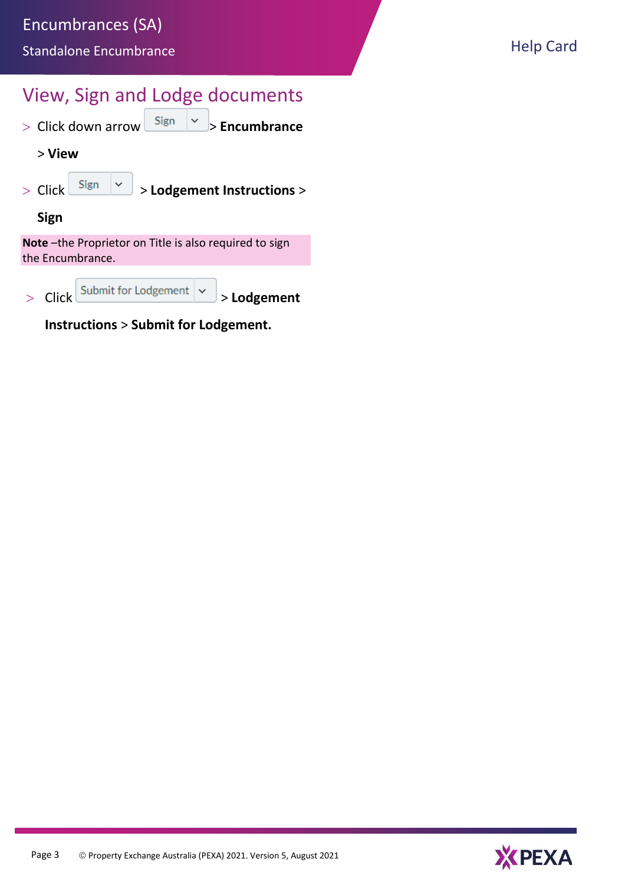## View, Sign and Lodge documents

- Click down arrow Sign > **Encumbrance** > **View**
- Click Sign > **Lodgement Instructions** > **Sign**

**Note** –the Proprietor on Title is also required to sign the Encumbrance.

- Click Submit for Lodgement > **Lodgement Instructions** > **Submit for Lodgement.**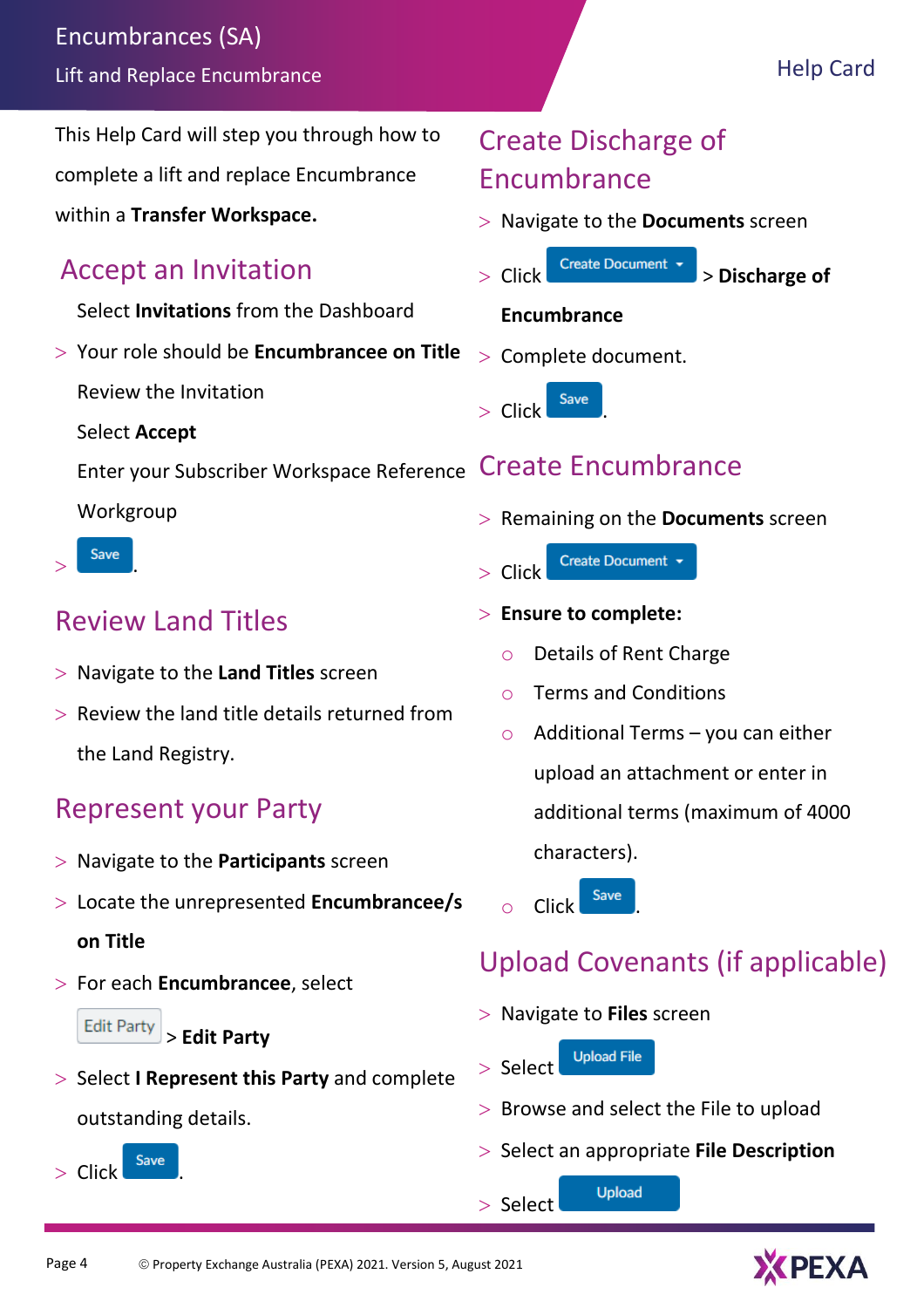Encumbrances (SA)

Lift and Replace Encumbrance

This Help Card will step you through how to complete a lift and replace Encumbrance within a **Transfer Workspace.**

## Accept an Invitation

Select **Invitations** from the Dashboard

> Your role should be **Encumbrancee on Title**

Review the Invitation

Select **Accept**

Enter your Subscriber Workspace Reference

Workgroup

> Save.

## Review Land Titles

> Navigate to the **Land Titles** screen

> Review the land title details returned from the Land Registry.

## Represent your Party

> Navigate to the **Participants** screen

> Locate the unrepresented **Encumbrancee/s on Title**

> For each **Encumbrancee**, select Edit Party > **Edit Party**

> Select **I Represent this Party** and complete outstanding details.

> Click Save.

## Create Discharge of Encumbrance

> Navigate to the **Documents** screen

> Click Create Document > **Discharge of Encumbrance**

> Complete document.

> Click Save.

## Create Encumbrance

> Remaining on the **Documents** screen

> Click Create Document

> **Ensure to complete:**

- Details of Rent Charge
- Terms and Conditions
- Additional Terms – you can either upload an attachment or enter in additional terms (maximum of 4000 characters).
- Click Save.

## Upload Covenants (if applicable)

> Navigate to **Files** screen

> Select Upload File

> Browse and select the File to upload

> Select an appropriate **File Description**

> Select Upload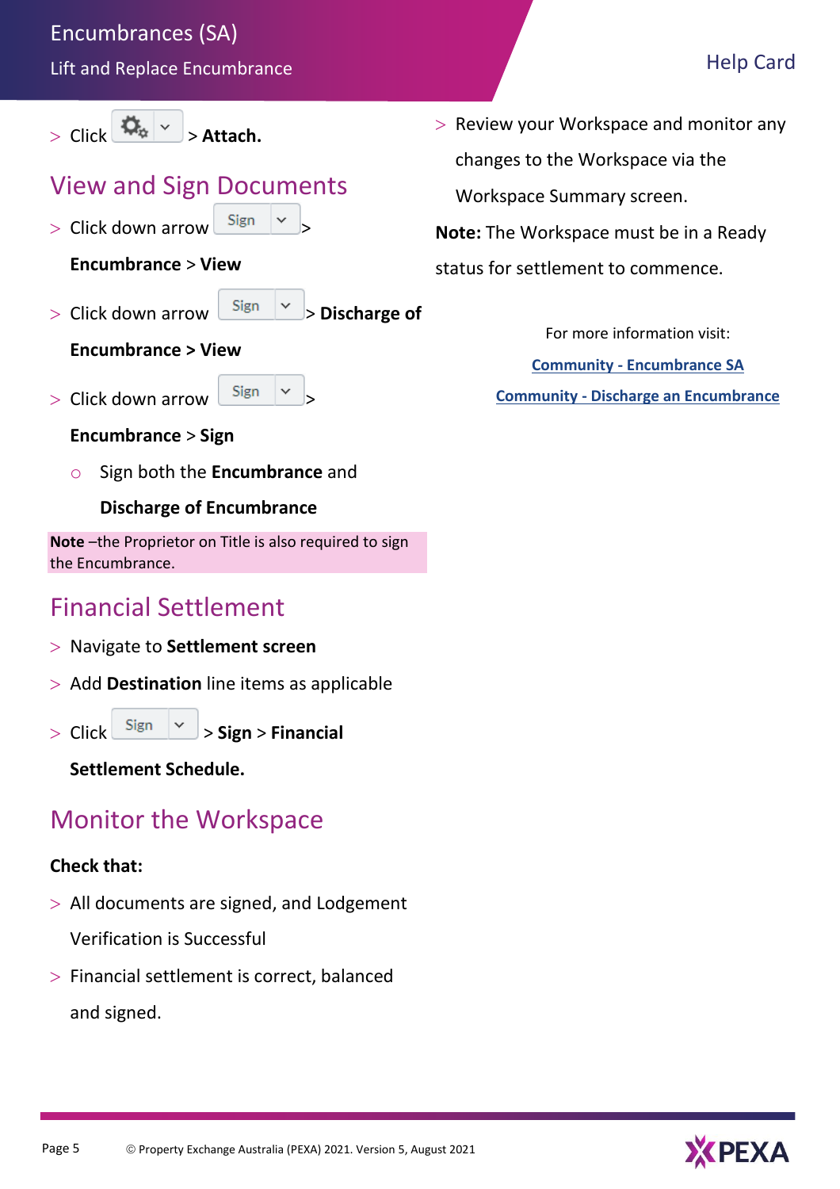> Click [⚙ ▾] > **Attach.**

## View and Sign Documents

> Click down arrow [Sign ▾] > **Encumbrance** > **View**

> Click down arrow [Sign ▾] > **Discharge of Encumbrance > View**

> Click down arrow [Sign ▾] > **Encumbrance** > **Sign**

- Sign both the **Encumbrance** and **Discharge of Encumbrance**

**Note** –the Proprietor on Title is also required to sign the Encumbrance.

## Financial Settlement

> Navigate to **Settlement screen**

> Add **Destination** line items as applicable

> Click [Sign ▾] > **Sign** > **Financial Settlement Schedule.**

## Monitor the Workspace

**Check that:**

> All documents are signed, and Lodgement Verification is Successful

> Financial settlement is correct, balanced and signed.

> Review your Workspace and monitor any changes to the Workspace via the Workspace Summary screen.

**Note:** The Workspace must be in a Ready status for settlement to commence.

For more information visit:

[Community - Encumbrance SA]

[Community - Discharge an Encumbrance]